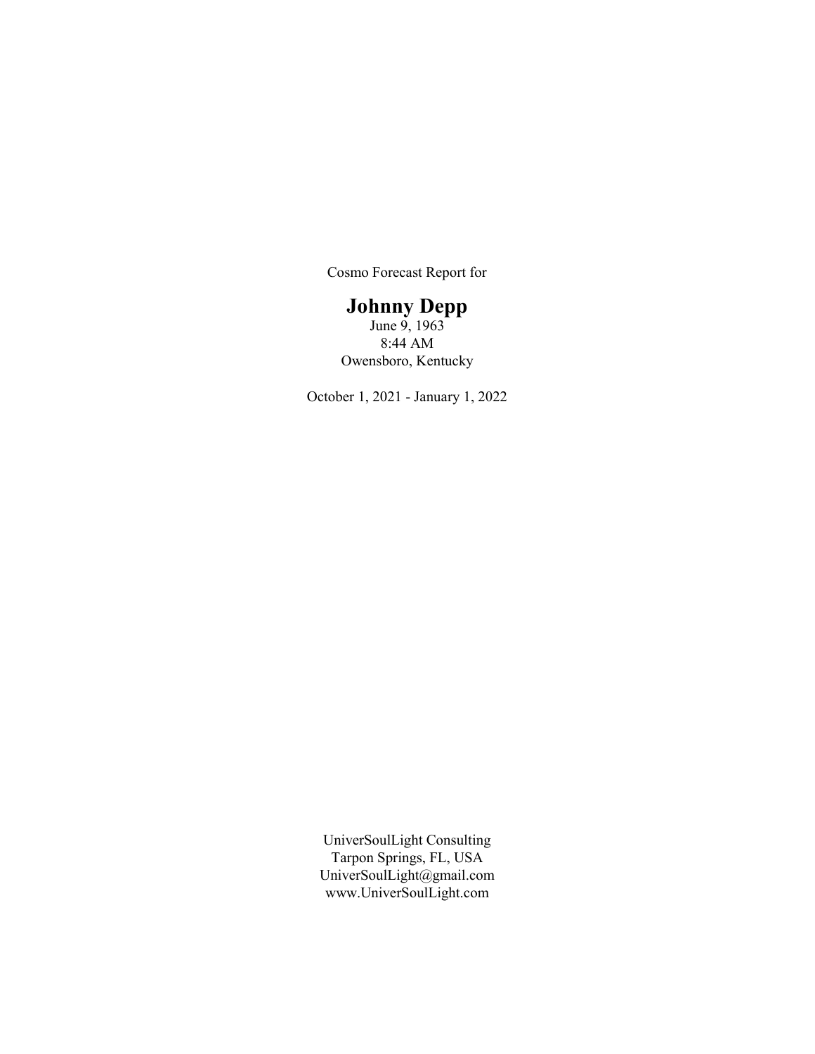Cosmo Forecast Report for

# Johnny Depp

June 9, 1963
8:44 AM
Owensboro, Kentucky

October 1, 2021 - January 1, 2022

UniverSoulLight Consulting
Tarpon Springs, FL, USA
UniverSoulLight@gmail.com
www.UniverSoulLight.com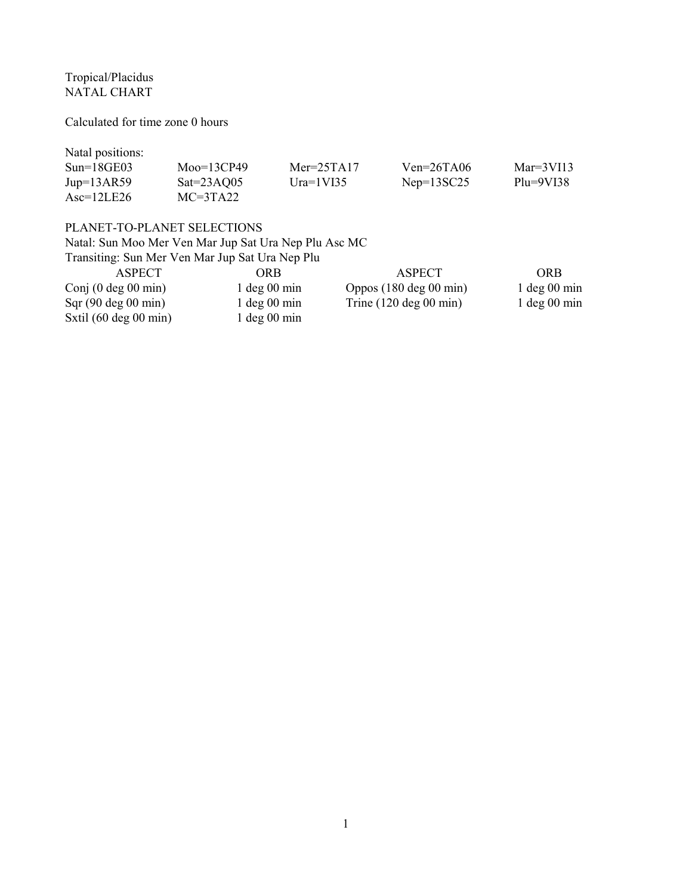Tropical/Placidus
NATAL CHART

Calculated for time zone 0 hours

Natal positions:

| | | | | |
|---|---|---|---|---|
| Sun=18GE03 | Moo=13CP49 | Mer=25TA17 | Ven=26TA06 | Mar=3VI13 |
| Jup=13AR59 | Sat=23AQ05 | Ura=1VI35 | Nep=13SC25 | Plu=9VI38 |
| Asc=12LE26 | MC=3TA22 | | | |

PLANET-TO-PLANET SELECTIONS
Natal: Sun Moo Mer Ven Mar Jup Sat Ura Nep Plu Asc MC
Transiting: Sun Mer Ven Mar Jup Sat Ura Nep Plu

| ASPECT | ORB | ASPECT | ORB |
|---|---|---|---|
| Conj (0 deg 00 min) | 1 deg 00 min | Oppos (180 deg 00 min) | 1 deg 00 min |
| Sqr (90 deg 00 min) | 1 deg 00 min | Trine (120 deg 00 min) | 1 deg 00 min |
| Sxtil (60 deg 00 min) | 1 deg 00 min | | |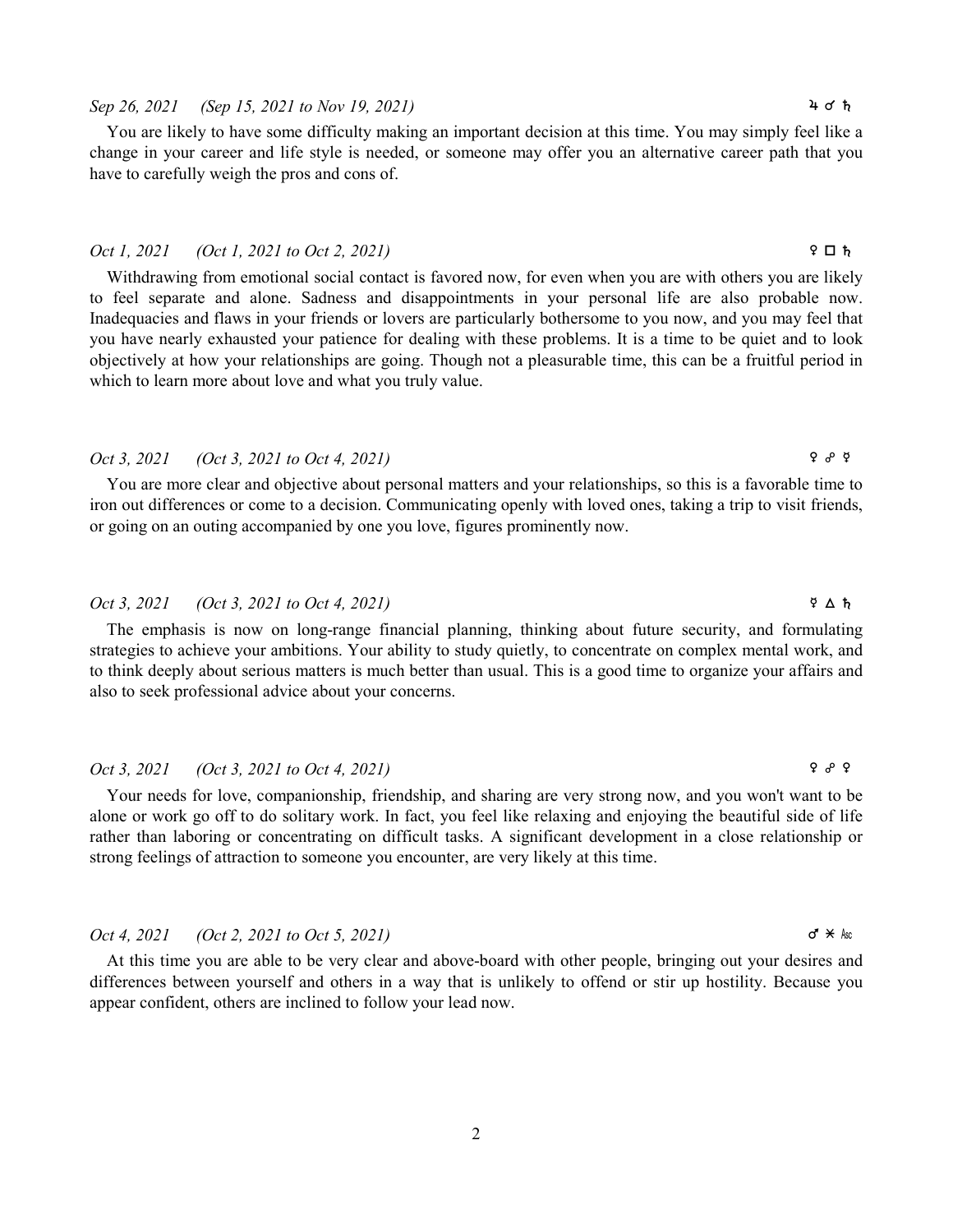*Sep 26, 2021 (Sep 15, 2021 to Nov 19, 2021)* ♃ ☌ ♄

You are likely to have some difficulty making an important decision at this time. You may simply feel like a change in your career and life style is needed, or someone may offer you an alternative career path that you have to carefully weigh the pros and cons of.

*Oct 1, 2021 (Oct 1, 2021 to Oct 2, 2021)* ♀ □ ♄

Withdrawing from emotional social contact is favored now, for even when you are with others you are likely to feel separate and alone. Sadness and disappointments in your personal life are also probable now. Inadequacies and flaws in your friends or lovers are particularly bothersome to you now, and you may feel that you have nearly exhausted your patience for dealing with these problems. It is a time to be quiet and to look objectively at how your relationships are going. Though not a pleasurable time, this can be a fruitful period in which to learn more about love and what you truly value.

*Oct 3, 2021 (Oct 3, 2021 to Oct 4, 2021)* ♀ ☍ ☿

You are more clear and objective about personal matters and your relationships, so this is a favorable time to iron out differences or come to a decision. Communicating openly with loved ones, taking a trip to visit friends, or going on an outing accompanied by one you love, figures prominently now.

*Oct 3, 2021 (Oct 3, 2021 to Oct 4, 2021)* ☿ △ ♄

The emphasis is now on long-range financial planning, thinking about future security, and formulating strategies to achieve your ambitions. Your ability to study quietly, to concentrate on complex mental work, and to think deeply about serious matters is much better than usual. This is a good time to organize your affairs and also to seek professional advice about your concerns.

*Oct 3, 2021 (Oct 3, 2021 to Oct 4, 2021)* ♀ ☍ ♀

Your needs for love, companionship, friendship, and sharing are very strong now, and you won't want to be alone or work go off to do solitary work. In fact, you feel like relaxing and enjoying the beautiful side of life rather than laboring or concentrating on difficult tasks. A significant development in a close relationship or strong feelings of attraction to someone you encounter, are very likely at this time.

*Oct 4, 2021 (Oct 2, 2021 to Oct 5, 2021)* ♂ ⚹ Asc

At this time you are able to be very clear and above-board with other people, bringing out your desires and differences between yourself and others in a way that is unlikely to offend or stir up hostility. Because you appear confident, others are inclined to follow your lead now.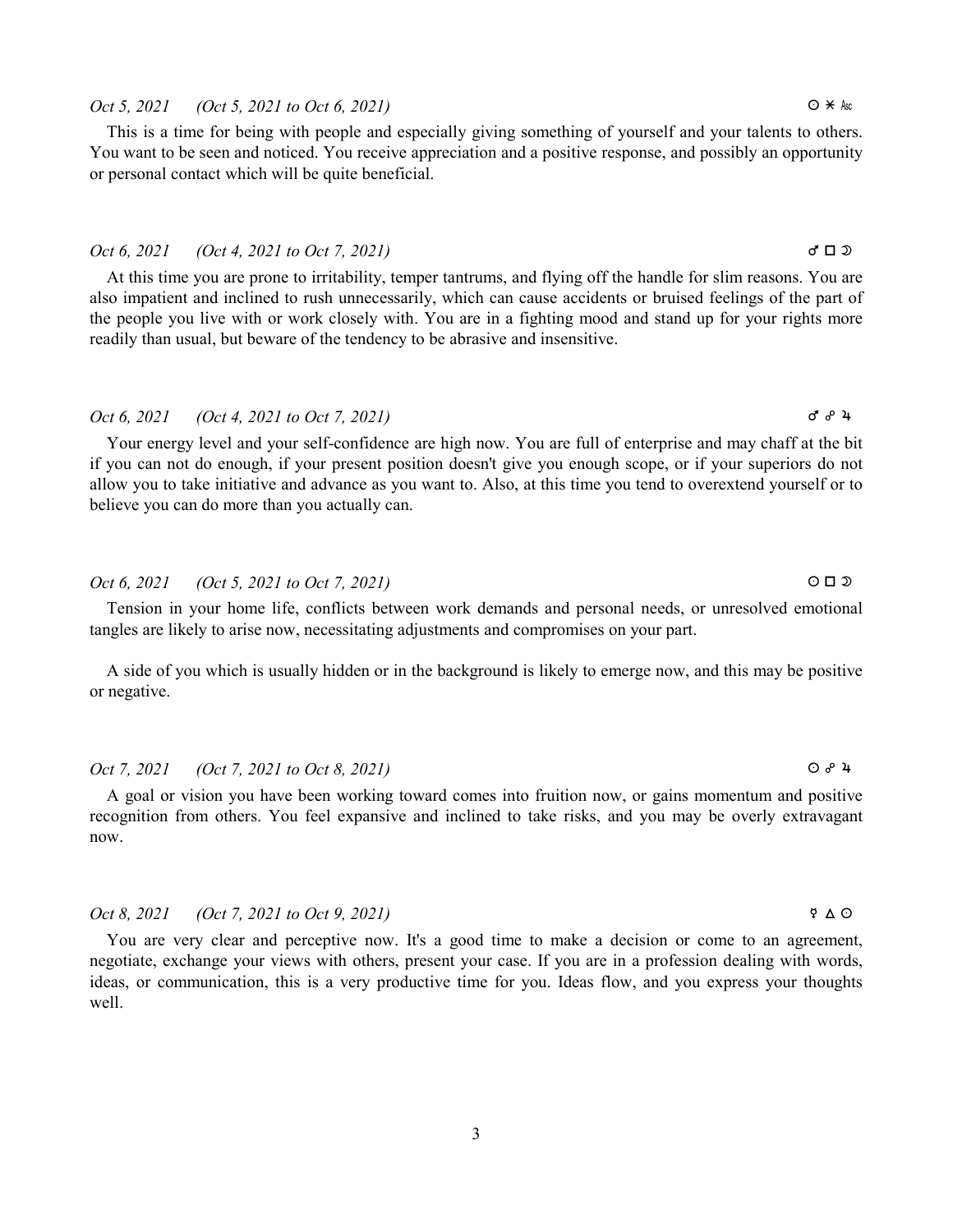*Oct 5, 2021 (Oct 5, 2021 to Oct 6, 2021)* ☉ ⚹ Asc

This is a time for being with people and especially giving something of yourself and your talents to others. You want to be seen and noticed. You receive appreciation and a positive response, and possibly an opportunity or personal contact which will be quite beneficial.

*Oct 6, 2021 (Oct 4, 2021 to Oct 7, 2021)* ♂ □ ☽

At this time you are prone to irritability, temper tantrums, and flying off the handle for slim reasons. You are also impatient and inclined to rush unnecessarily, which can cause accidents or bruised feelings of the part of the people you live with or work closely with. You are in a fighting mood and stand up for your rights more readily than usual, but beware of the tendency to be abrasive and insensitive.

*Oct 6, 2021 (Oct 4, 2021 to Oct 7, 2021)* ♂ ☍ ♃

Your energy level and your self-confidence are high now. You are full of enterprise and may chaff at the bit if you can not do enough, if your present position doesn't give you enough scope, or if your superiors do not allow you to take initiative and advance as you want to. Also, at this time you tend to overextend yourself or to believe you can do more than you actually can.

*Oct 6, 2021 (Oct 5, 2021 to Oct 7, 2021)* ☉ □ ☽

Tension in your home life, conflicts between work demands and personal needs, or unresolved emotional tangles are likely to arise now, necessitating adjustments and compromises on your part.

A side of you which is usually hidden or in the background is likely to emerge now, and this may be positive or negative.

*Oct 7, 2021 (Oct 7, 2021 to Oct 8, 2021)* ☉ ☍ ♃

A goal or vision you have been working toward comes into fruition now, or gains momentum and positive recognition from others. You feel expansive and inclined to take risks, and you may be overly extravagant now.

*Oct 8, 2021 (Oct 7, 2021 to Oct 9, 2021)* ☿ △ ☉

You are very clear and perceptive now. It's a good time to make a decision or come to an agreement, negotiate, exchange your views with others, present your case. If you are in a profession dealing with words, ideas, or communication, this is a very productive time for you. Ideas flow, and you express your thoughts well.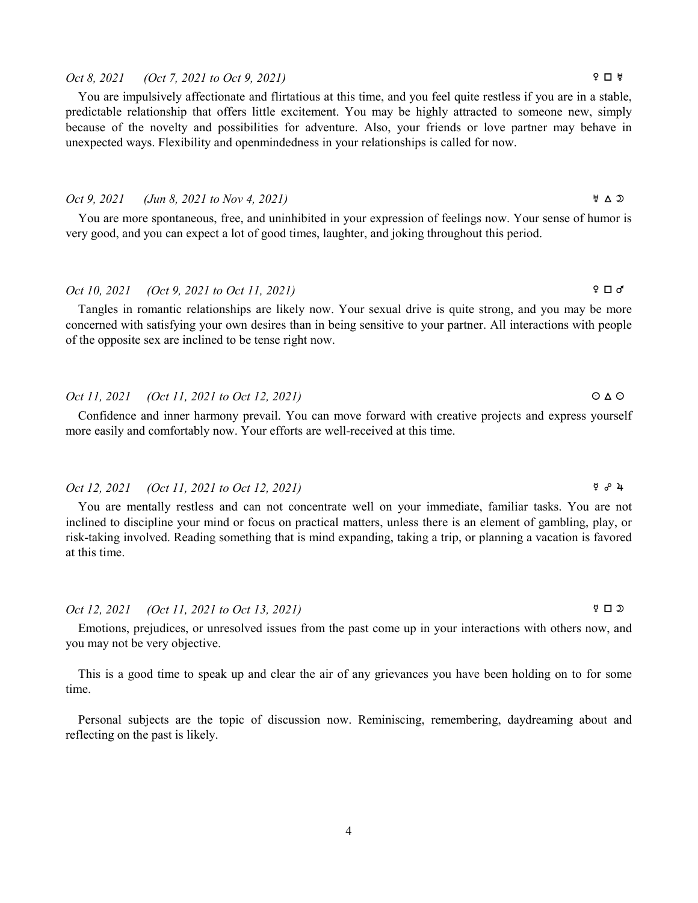*Oct 8, 2021 (Oct 7, 2021 to Oct 9, 2021)* ♀ □ ♅

You are impulsively affectionate and flirtatious at this time, and you feel quite restless if you are in a stable, predictable relationship that offers little excitement. You may be highly attracted to someone new, simply because of the novelty and possibilities for adventure. Also, your friends or love partner may behave in unexpected ways. Flexibility and openmindedness in your relationships is called for now.

*Oct 9, 2021 (Jun 8, 2021 to Nov 4, 2021)* ♅ △ ☽

You are more spontaneous, free, and uninhibited in your expression of feelings now. Your sense of humor is very good, and you can expect a lot of good times, laughter, and joking throughout this period.

*Oct 10, 2021 (Oct 9, 2021 to Oct 11, 2021)* ♀ □ ♂

Tangles in romantic relationships are likely now. Your sexual drive is quite strong, and you may be more concerned with satisfying your own desires than in being sensitive to your partner. All interactions with people of the opposite sex are inclined to be tense right now.

*Oct 11, 2021 (Oct 11, 2021 to Oct 12, 2021)* ☉ △ ☉

Confidence and inner harmony prevail. You can move forward with creative projects and express yourself more easily and comfortably now. Your efforts are well-received at this time.

*Oct 12, 2021 (Oct 11, 2021 to Oct 12, 2021)* ☿ ☍ ♃

You are mentally restless and can not concentrate well on your immediate, familiar tasks. You are not inclined to discipline your mind or focus on practical matters, unless there is an element of gambling, play, or risk-taking involved. Reading something that is mind expanding, taking a trip, or planning a vacation is favored at this time.

*Oct 12, 2021 (Oct 11, 2021 to Oct 13, 2021)* ☿ □ ☽

Emotions, prejudices, or unresolved issues from the past come up in your interactions with others now, and you may not be very objective.

This is a good time to speak up and clear the air of any grievances you have been holding on to for some time.

Personal subjects are the topic of discussion now. Reminiscing, remembering, daydreaming about and reflecting on the past is likely.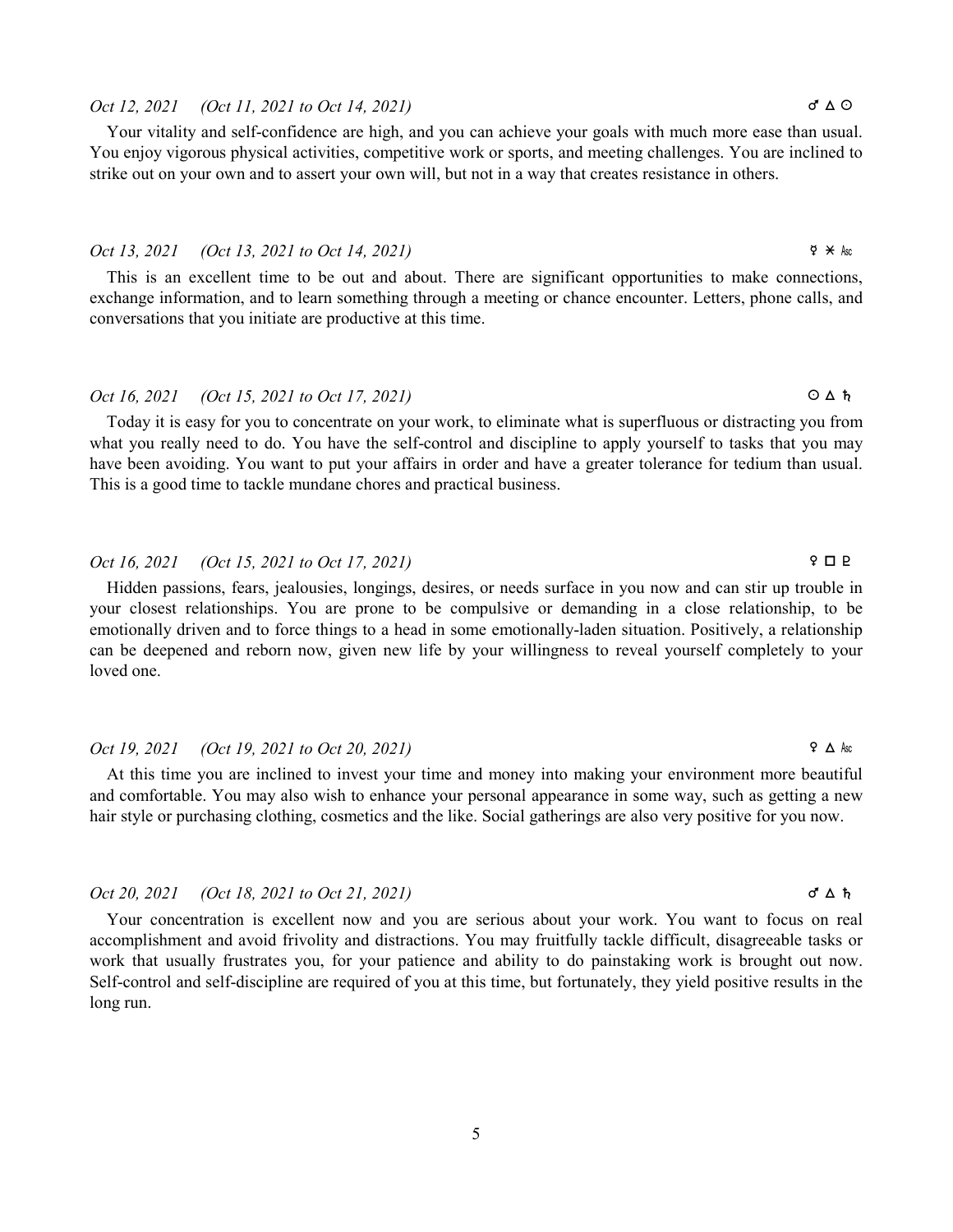*Oct 12, 2021 (Oct 11, 2021 to Oct 14, 2021)* ♂ △ ☉

Your vitality and self-confidence are high, and you can achieve your goals with much more ease than usual. You enjoy vigorous physical activities, competitive work or sports, and meeting challenges. You are inclined to strike out on your own and to assert your own will, but not in a way that creates resistance in others.

*Oct 13, 2021 (Oct 13, 2021 to Oct 14, 2021)* ☿ ⚹ Asc

This is an excellent time to be out and about. There are significant opportunities to make connections, exchange information, and to learn something through a meeting or chance encounter. Letters, phone calls, and conversations that you initiate are productive at this time.

*Oct 16, 2021 (Oct 15, 2021 to Oct 17, 2021)* ☉ △ ♄

Today it is easy for you to concentrate on your work, to eliminate what is superfluous or distracting you from what you really need to do. You have the self-control and discipline to apply yourself to tasks that you may have been avoiding. You want to put your affairs in order and have a greater tolerance for tedium than usual. This is a good time to tackle mundane chores and practical business.

*Oct 16, 2021 (Oct 15, 2021 to Oct 17, 2021)* ♀ □ ♇

Hidden passions, fears, jealousies, longings, desires, or needs surface in you now and can stir up trouble in your closest relationships. You are prone to be compulsive or demanding in a close relationship, to be emotionally driven and to force things to a head in some emotionally-laden situation. Positively, a relationship can be deepened and reborn now, given new life by your willingness to reveal yourself completely to your loved one.

*Oct 19, 2021 (Oct 19, 2021 to Oct 20, 2021)* ♀ △ Asc

At this time you are inclined to invest your time and money into making your environment more beautiful and comfortable. You may also wish to enhance your personal appearance in some way, such as getting a new hair style or purchasing clothing, cosmetics and the like. Social gatherings are also very positive for you now.

*Oct 20, 2021 (Oct 18, 2021 to Oct 21, 2021)* ♂ △ ♄

Your concentration is excellent now and you are serious about your work. You want to focus on real accomplishment and avoid frivolity and distractions. You may fruitfully tackle difficult, disagreeable tasks or work that usually frustrates you, for your patience and ability to do painstaking work is brought out now. Self-control and self-discipline are required of you at this time, but fortunately, they yield positive results in the long run.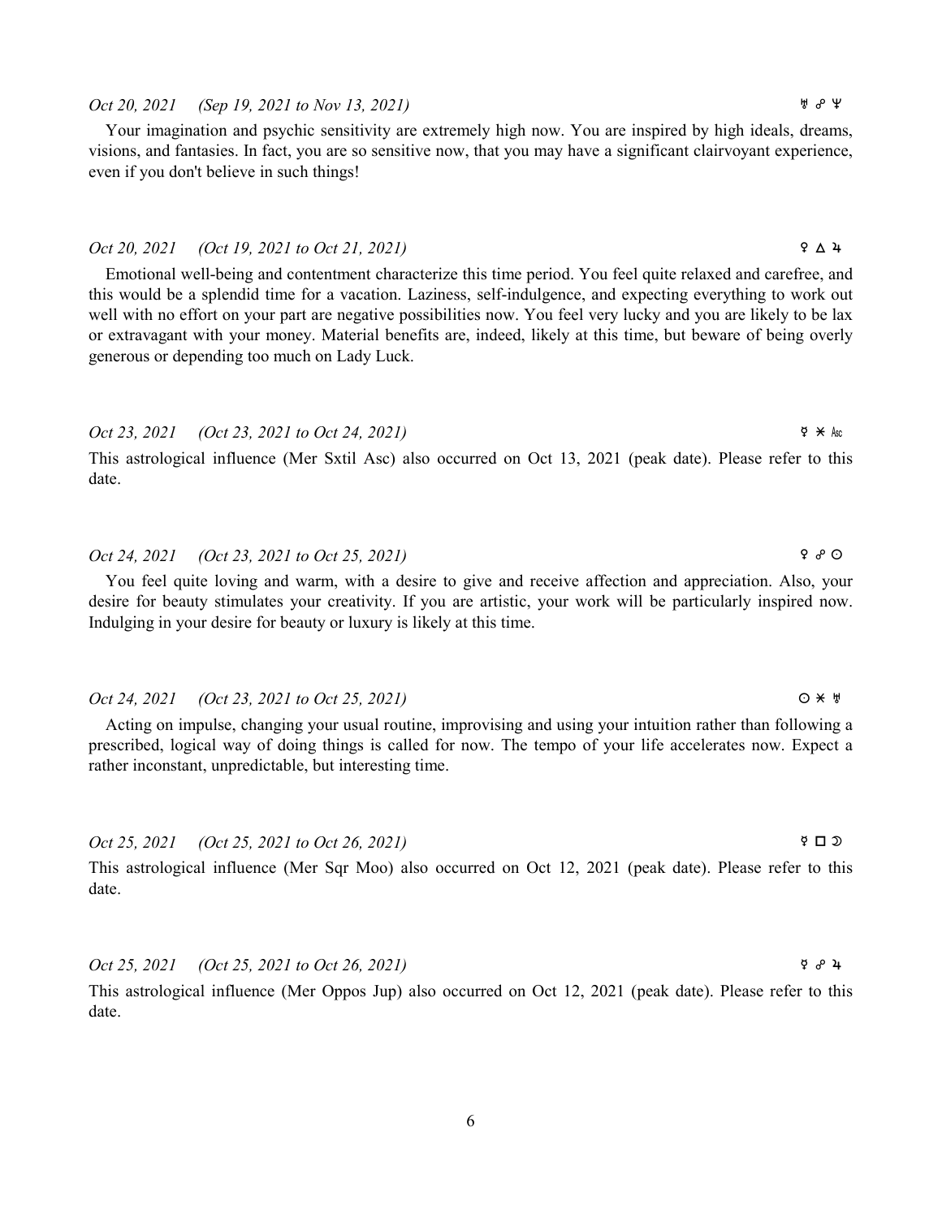*Oct 20, 2021 (Sep 19, 2021 to Nov 13, 2021)* ♅ ☍ ♆

Your imagination and psychic sensitivity are extremely high now. You are inspired by high ideals, dreams, visions, and fantasies. In fact, you are so sensitive now, that you may have a significant clairvoyant experience, even if you don't believe in such things!

*Oct 20, 2021 (Oct 19, 2021 to Oct 21, 2021)* ♀ △ ♃

Emotional well-being and contentment characterize this time period. You feel quite relaxed and carefree, and this would be a splendid time for a vacation. Laziness, self-indulgence, and expecting everything to work out well with no effort on your part are negative possibilities now. You feel very lucky and you are likely to be lax or extravagant with your money. Material benefits are, indeed, likely at this time, but beware of being overly generous or depending too much on Lady Luck.

*Oct 23, 2021 (Oct 23, 2021 to Oct 24, 2021)* ☿ ⚹ Asc

This astrological influence (Mer Sxtil Asc) also occurred on Oct 13, 2021 (peak date). Please refer to this date.

*Oct 24, 2021 (Oct 23, 2021 to Oct 25, 2021)* ♀ ☍ ☉

You feel quite loving and warm, with a desire to give and receive affection and appreciation. Also, your desire for beauty stimulates your creativity. If you are artistic, your work will be particularly inspired now. Indulging in your desire for beauty or luxury is likely at this time.

*Oct 24, 2021 (Oct 23, 2021 to Oct 25, 2021)* ☉ ⚹ ♅

Acting on impulse, changing your usual routine, improvising and using your intuition rather than following a prescribed, logical way of doing things is called for now. The tempo of your life accelerates now. Expect a rather inconstant, unpredictable, but interesting time.

*Oct 25, 2021 (Oct 25, 2021 to Oct 26, 2021)* ☿ □ ☽

This astrological influence (Mer Sqr Moo) also occurred on Oct 12, 2021 (peak date). Please refer to this date.

*Oct 25, 2021 (Oct 25, 2021 to Oct 26, 2021)* ☿ ☍ ♃

This astrological influence (Mer Oppos Jup) also occurred on Oct 12, 2021 (peak date). Please refer to this date.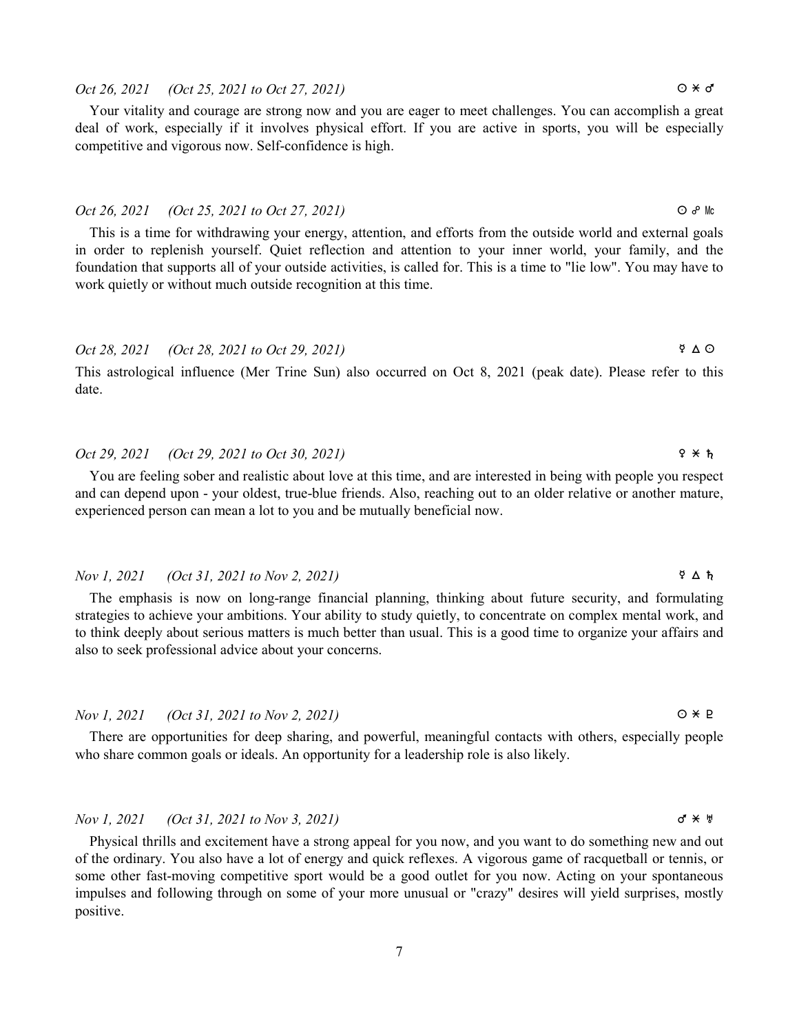*Oct 26, 2021 (Oct 25, 2021 to Oct 27, 2021)* ☉ ⚹ ♂

Your vitality and courage are strong now and you are eager to meet challenges. You can accomplish a great deal of work, especially if it involves physical effort. If you are active in sports, you will be especially competitive and vigorous now. Self-confidence is high.

*Oct 26, 2021 (Oct 25, 2021 to Oct 27, 2021)* ☉ ☍ Mc

This is a time for withdrawing your energy, attention, and efforts from the outside world and external goals in order to replenish yourself. Quiet reflection and attention to your inner world, your family, and the foundation that supports all of your outside activities, is called for. This is a time to "lie low". You may have to work quietly or without much outside recognition at this time.

*Oct 28, 2021 (Oct 28, 2021 to Oct 29, 2021)* ☿ △ ☉

This astrological influence (Mer Trine Sun) also occurred on Oct 8, 2021 (peak date). Please refer to this date.

*Oct 29, 2021 (Oct 29, 2021 to Oct 30, 2021)* ♀ ⚹ ♄

You are feeling sober and realistic about love at this time, and are interested in being with people you respect and can depend upon - your oldest, true-blue friends. Also, reaching out to an older relative or another mature, experienced person can mean a lot to you and be mutually beneficial now.

*Nov 1, 2021 (Oct 31, 2021 to Nov 2, 2021)* ☿ △ ♄

The emphasis is now on long-range financial planning, thinking about future security, and formulating strategies to achieve your ambitions. Your ability to study quietly, to concentrate on complex mental work, and to think deeply about serious matters is much better than usual. This is a good time to organize your affairs and also to seek professional advice about your concerns.

*Nov 1, 2021 (Oct 31, 2021 to Nov 2, 2021)* ☉ ⚹ ♇

There are opportunities for deep sharing, and powerful, meaningful contacts with others, especially people who share common goals or ideals. An opportunity for a leadership role is also likely.

*Nov 1, 2021 (Oct 31, 2021 to Nov 3, 2021)* ♂ ⚹ ♅

Physical thrills and excitement have a strong appeal for you now, and you want to do something new and out of the ordinary. You also have a lot of energy and quick reflexes. A vigorous game of racquetball or tennis, or some other fast-moving competitive sport would be a good outlet for you now. Acting on your spontaneous impulses and following through on some of your more unusual or "crazy" desires will yield surprises, mostly positive.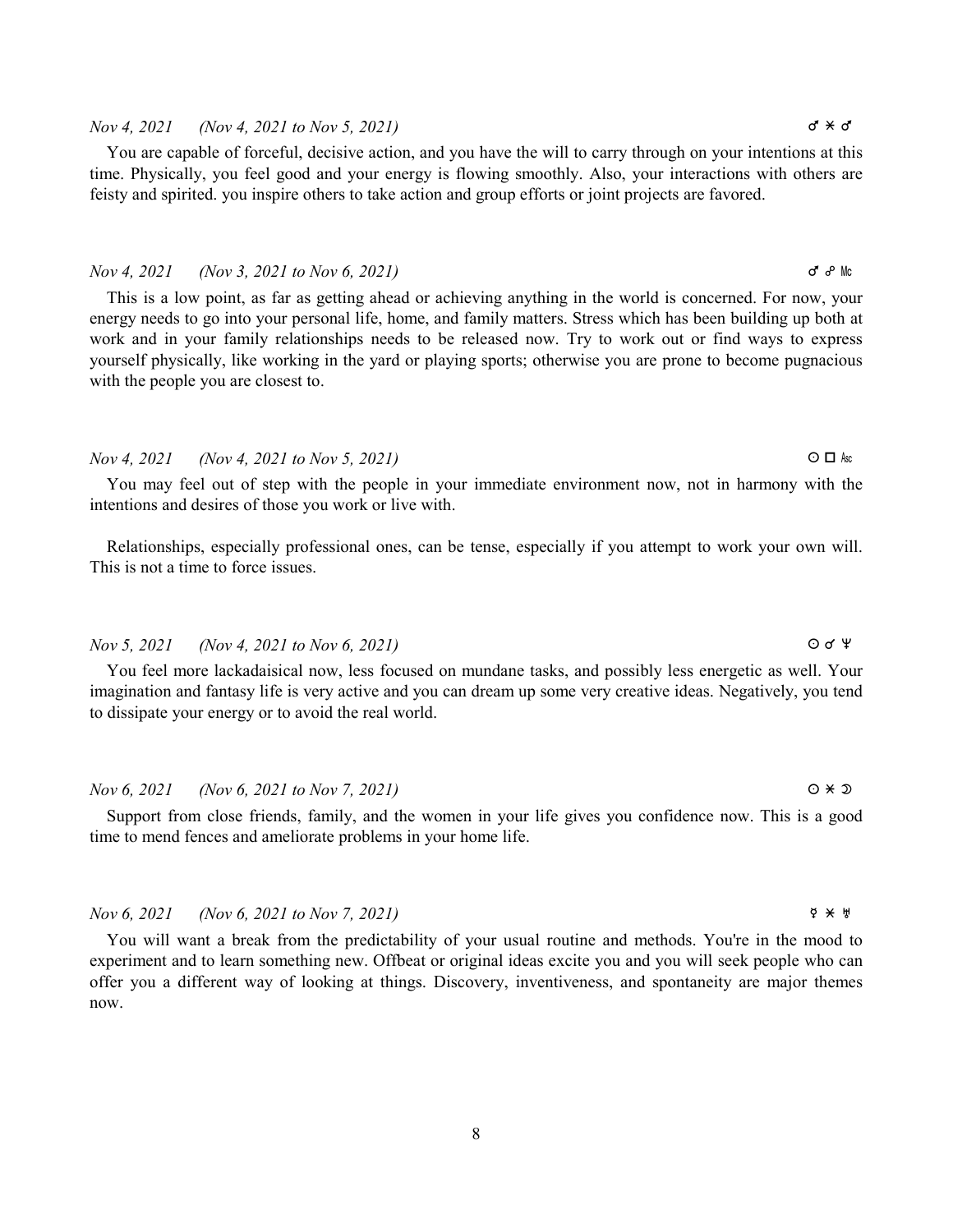*Nov 4, 2021* *(Nov 4, 2021 to Nov 5, 2021)* ♂ ⚹ ♂

You are capable of forceful, decisive action, and you have the will to carry through on your intentions at this time. Physically, you feel good and your energy is flowing smoothly. Also, your interactions with others are feisty and spirited. you inspire others to take action and group efforts or joint projects are favored.

*Nov 4, 2021* *(Nov 3, 2021 to Nov 6, 2021)* ♂ ☍ Mc

This is a low point, as far as getting ahead or achieving anything in the world is concerned. For now, your energy needs to go into your personal life, home, and family matters. Stress which has been building up both at work and in your family relationships needs to be released now. Try to work out or find ways to express yourself physically, like working in the yard or playing sports; otherwise you are prone to become pugnacious with the people you are closest to.

*Nov 4, 2021* *(Nov 4, 2021 to Nov 5, 2021)* ☉ □ Asc

You may feel out of step with the people in your immediate environment now, not in harmony with the intentions and desires of those you work or live with.

Relationships, especially professional ones, can be tense, especially if you attempt to work your own will. This is not a time to force issues.

*Nov 5, 2021* *(Nov 4, 2021 to Nov 6, 2021)* ☉ ☌ ♆

You feel more lackadaisical now, less focused on mundane tasks, and possibly less energetic as well. Your imagination and fantasy life is very active and you can dream up some very creative ideas. Negatively, you tend to dissipate your energy or to avoid the real world.

*Nov 6, 2021* *(Nov 6, 2021 to Nov 7, 2021)* ☉ ⚹ ☽

Support from close friends, family, and the women in your life gives you confidence now. This is a good time to mend fences and ameliorate problems in your home life.

*Nov 6, 2021* *(Nov 6, 2021 to Nov 7, 2021)* ☿ ⚹ ♅

You will want a break from the predictability of your usual routine and methods. You're in the mood to experiment and to learn something new. Offbeat or original ideas excite you and you will seek people who can offer you a different way of looking at things. Discovery, inventiveness, and spontaneity are major themes now.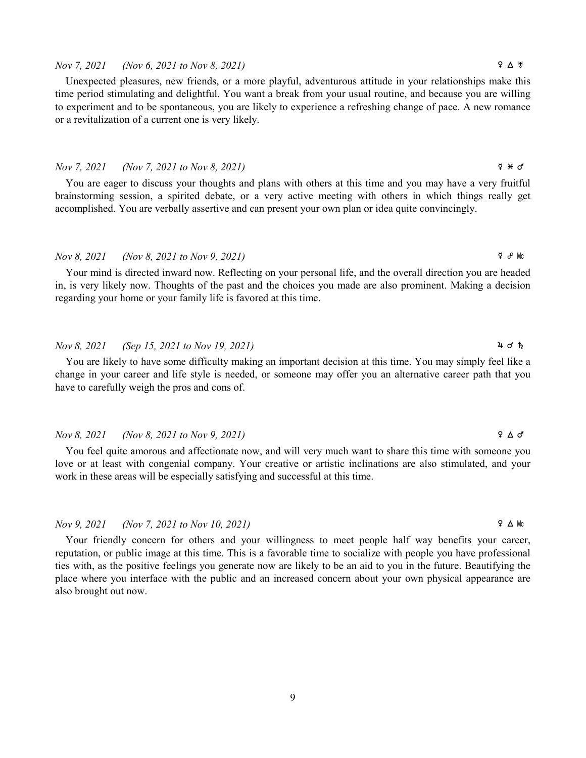*Nov 7, 2021 (Nov 6, 2021 to Nov 8, 2021)* ♀ △ ♅

Unexpected pleasures, new friends, or a more playful, adventurous attitude in your relationships make this time period stimulating and delightful. You want a break from your usual routine, and because you are willing to experiment and to be spontaneous, you are likely to experience a refreshing change of pace. A new romance or a revitalization of a current one is very likely.

*Nov 7, 2021 (Nov 7, 2021 to Nov 8, 2021)* ☿ ⚹ ♂

You are eager to discuss your thoughts and plans with others at this time and you may have a very fruitful brainstorming session, a spirited debate, or a very active meeting with others in which things really get accomplished. You are verbally assertive and can present your own plan or idea quite convincingly.

*Nov 8, 2021 (Nov 8, 2021 to Nov 9, 2021)* ☿ ☍ Mc

Your mind is directed inward now. Reflecting on your personal life, and the overall direction you are headed in, is very likely now. Thoughts of the past and the choices you made are also prominent. Making a decision regarding your home or your family life is favored at this time.

*Nov 8, 2021 (Sep 15, 2021 to Nov 19, 2021)* ♃ ☌ ♄

You are likely to have some difficulty making an important decision at this time. You may simply feel like a change in your career and life style is needed, or someone may offer you an alternative career path that you have to carefully weigh the pros and cons of.

*Nov 8, 2021 (Nov 8, 2021 to Nov 9, 2021)* ♀ △ ♂

You feel quite amorous and affectionate now, and will very much want to share this time with someone you love or at least with congenial company. Your creative or artistic inclinations are also stimulated, and your work in these areas will be especially satisfying and successful at this time.

*Nov 9, 2021 (Nov 7, 2021 to Nov 10, 2021)* ♀ △ Mc

Your friendly concern for others and your willingness to meet people half way benefits your career, reputation, or public image at this time. This is a favorable time to socialize with people you have professional ties with, as the positive feelings you generate now are likely to be an aid to you in the future. Beautifying the place where you interface with the public and an increased concern about your own physical appearance are also brought out now.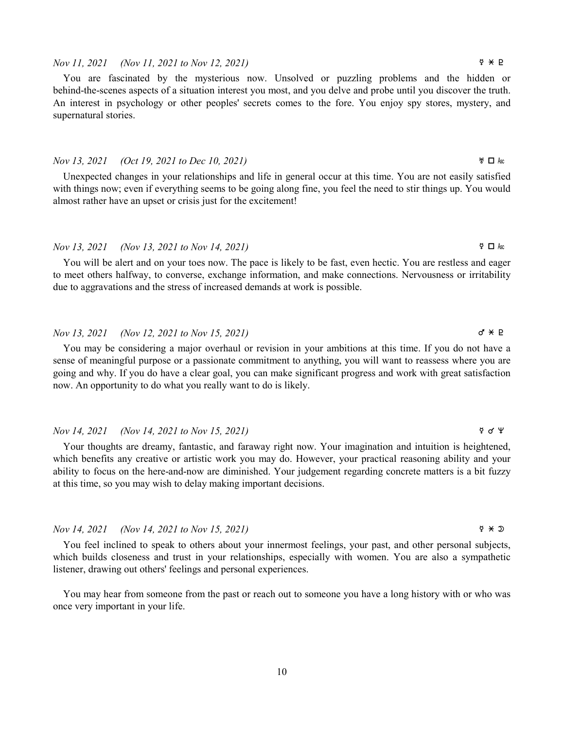*Nov 11, 2021 (Nov 11, 2021 to Nov 12, 2021)* ☿ ⚹ ♇

You are fascinated by the mysterious now. Unsolved or puzzling problems and the hidden or behind-the-scenes aspects of a situation interest you most, and you delve and probe until you discover the truth. An interest in psychology or other peoples' secrets comes to the fore. You enjoy spy stores, mystery, and supernatural stories.

*Nov 13, 2021 (Oct 19, 2021 to Dec 10, 2021)* ♅ □ Asc

Unexpected changes in your relationships and life in general occur at this time. You are not easily satisfied with things now; even if everything seems to be going along fine, you feel the need to stir things up. You would almost rather have an upset or crisis just for the excitement!

*Nov 13, 2021 (Nov 13, 2021 to Nov 14, 2021)* ☿ □ Asc

You will be alert and on your toes now. The pace is likely to be fast, even hectic. You are restless and eager to meet others halfway, to converse, exchange information, and make connections. Nervousness or irritability due to aggravations and the stress of increased demands at work is possible.

*Nov 13, 2021 (Nov 12, 2021 to Nov 15, 2021)* ♂ ⚹ ♇

You may be considering a major overhaul or revision in your ambitions at this time. If you do not have a sense of meaningful purpose or a passionate commitment to anything, you will want to reassess where you are going and why. If you do have a clear goal, you can make significant progress and work with great satisfaction now. An opportunity to do what you really want to do is likely.

*Nov 14, 2021 (Nov 14, 2021 to Nov 15, 2021)* ☿ ☌ ♆

Your thoughts are dreamy, fantastic, and faraway right now. Your imagination and intuition is heightened, which benefits any creative or artistic work you may do. However, your practical reasoning ability and your ability to focus on the here-and-now are diminished. Your judgement regarding concrete matters is a bit fuzzy at this time, so you may wish to delay making important decisions.

*Nov 14, 2021 (Nov 14, 2021 to Nov 15, 2021)* ☿ ⚹ ☽

You feel inclined to speak to others about your innermost feelings, your past, and other personal subjects, which builds closeness and trust in your relationships, especially with women. You are also a sympathetic listener, drawing out others' feelings and personal experiences.

You may hear from someone from the past or reach out to someone you have a long history with or who was once very important in your life.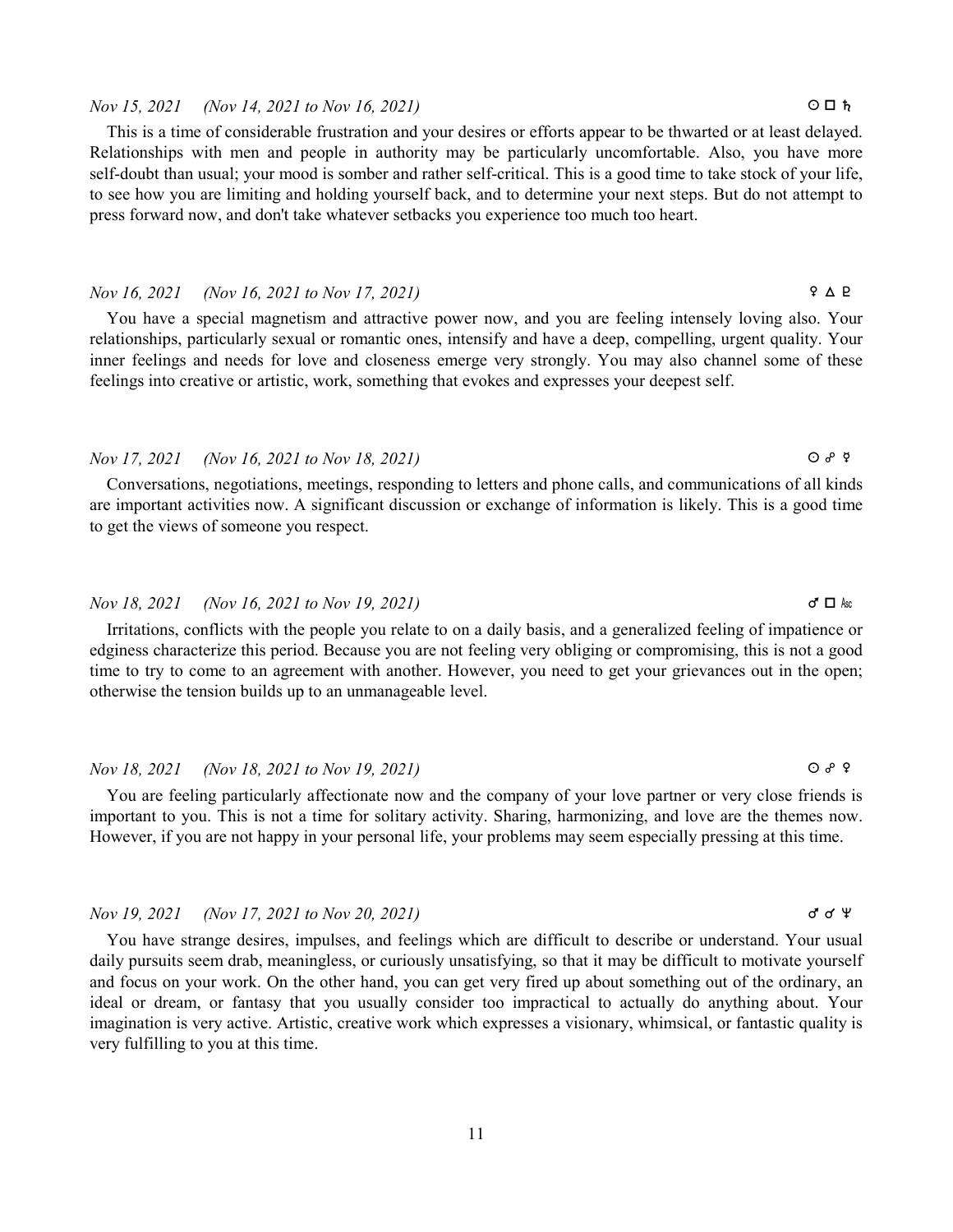*Nov 15, 2021     (Nov 14, 2021 to Nov 16, 2021)*     ☉ □ ♄

This is a time of considerable frustration and your desires or efforts appear to be thwarted or at least delayed. Relationships with men and people in authority may be particularly uncomfortable. Also, you have more self-doubt than usual; your mood is somber and rather self-critical. This is a good time to take stock of your life, to see how you are limiting and holding yourself back, and to determine your next steps. But do not attempt to press forward now, and don't take whatever setbacks you experience too much too heart.

*Nov 16, 2021     (Nov 16, 2021 to Nov 17, 2021)*     ♀ △ ♇

You have a special magnetism and attractive power now, and you are feeling intensely loving also. Your relationships, particularly sexual or romantic ones, intensify and have a deep, compelling, urgent quality. Your inner feelings and needs for love and closeness emerge very strongly. You may also channel some of these feelings into creative or artistic, work, something that evokes and expresses your deepest self.

*Nov 17, 2021     (Nov 16, 2021 to Nov 18, 2021)*     ☉ ☍ ☿

Conversations, negotiations, meetings, responding to letters and phone calls, and communications of all kinds are important activities now. A significant discussion or exchange of information is likely. This is a good time to get the views of someone you respect.

*Nov 18, 2021     (Nov 16, 2021 to Nov 19, 2021)*     ♂ □ Asc

Irritations, conflicts with the people you relate to on a daily basis, and a generalized feeling of impatience or edginess characterize this period. Because you are not feeling very obliging or compromising, this is not a good time to try to come to an agreement with another. However, you need to get your grievances out in the open; otherwise the tension builds up to an unmanageable level.

*Nov 18, 2021     (Nov 18, 2021 to Nov 19, 2021)*     ☉ ☍ ♀

You are feeling particularly affectionate now and the company of your love partner or very close friends is important to you. This is not a time for solitary activity. Sharing, harmonizing, and love are the themes now. However, if you are not happy in your personal life, your problems may seem especially pressing at this time.

*Nov 19, 2021     (Nov 17, 2021 to Nov 20, 2021)*     ♂ ☌ ♆

You have strange desires, impulses, and feelings which are difficult to describe or understand. Your usual daily pursuits seem drab, meaningless, or curiously unsatisfying, so that it may be difficult to motivate yourself and focus on your work. On the other hand, you can get very fired up about something out of the ordinary, an ideal or dream, or fantasy that you usually consider too impractical to actually do anything about. Your imagination is very active. Artistic, creative work which expresses a visionary, whimsical, or fantastic quality is very fulfilling to you at this time.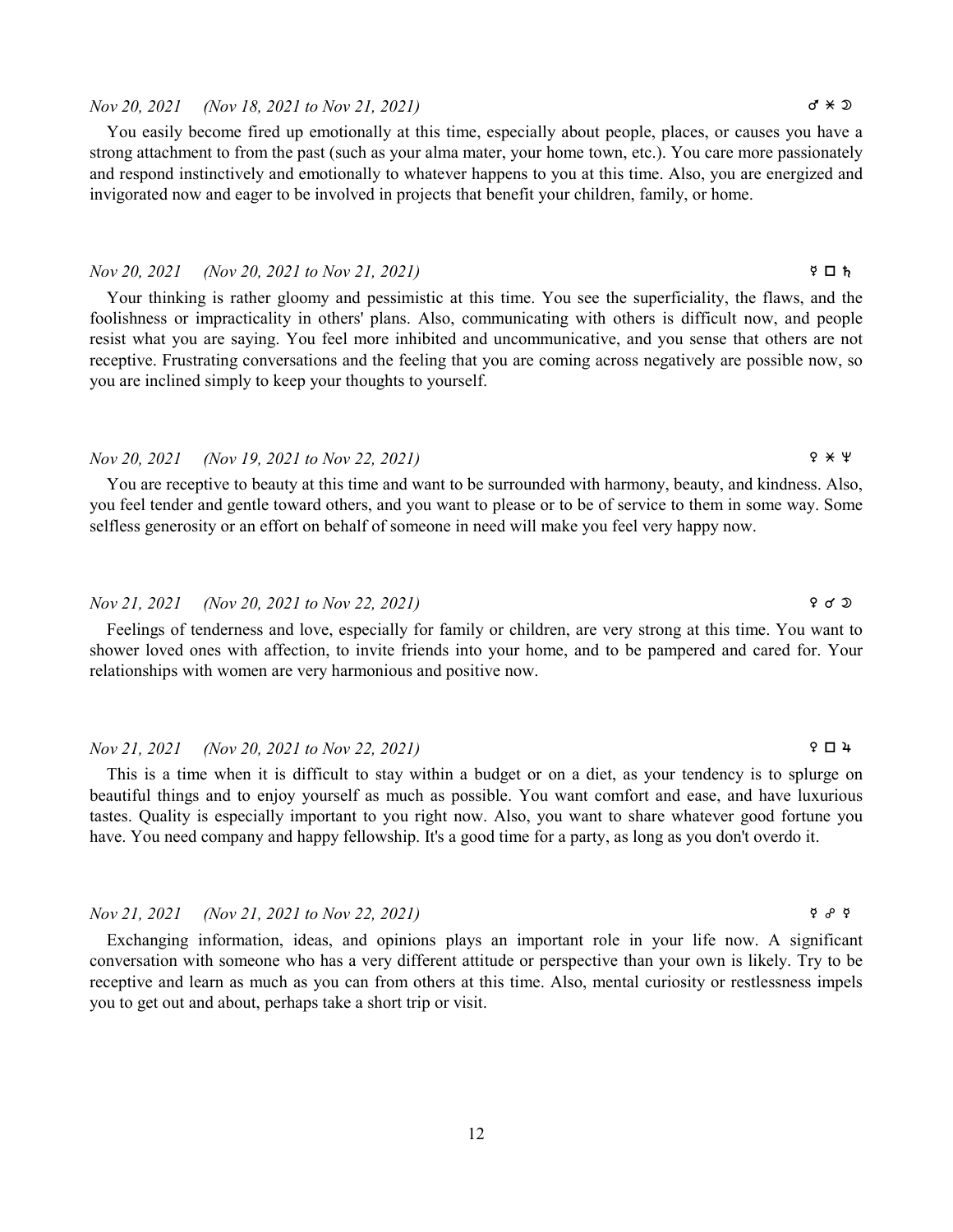*Nov 20, 2021 (Nov 18, 2021 to Nov 21, 2021)* ♂ ⚹ ☽

You easily become fired up emotionally at this time, especially about people, places, or causes you have a strong attachment to from the past (such as your alma mater, your home town, etc.). You care more passionately and respond instinctively and emotionally to whatever happens to you at this time. Also, you are energized and invigorated now and eager to be involved in projects that benefit your children, family, or home.

*Nov 20, 2021 (Nov 20, 2021 to Nov 21, 2021)* ☿ □ ♄

Your thinking is rather gloomy and pessimistic at this time. You see the superficiality, the flaws, and the foolishness or impracticality in others' plans. Also, communicating with others is difficult now, and people resist what you are saying. You feel more inhibited and uncommunicative, and you sense that others are not receptive. Frustrating conversations and the feeling that you are coming across negatively are possible now, so you are inclined simply to keep your thoughts to yourself.

*Nov 20, 2021 (Nov 19, 2021 to Nov 22, 2021)* ♀ ⚹ ♆

You are receptive to beauty at this time and want to be surrounded with harmony, beauty, and kindness. Also, you feel tender and gentle toward others, and you want to please or to be of service to them in some way. Some selfless generosity or an effort on behalf of someone in need will make you feel very happy now.

*Nov 21, 2021 (Nov 20, 2021 to Nov 22, 2021)* ♀ ☌ ☽

Feelings of tenderness and love, especially for family or children, are very strong at this time. You want to shower loved ones with affection, to invite friends into your home, and to be pampered and cared for. Your relationships with women are very harmonious and positive now.

*Nov 21, 2021 (Nov 20, 2021 to Nov 22, 2021)* ♀ □ ♃

This is a time when it is difficult to stay within a budget or on a diet, as your tendency is to splurge on beautiful things and to enjoy yourself as much as possible. You want comfort and ease, and have luxurious tastes. Quality is especially important to you right now. Also, you want to share whatever good fortune you have. You need company and happy fellowship. It's a good time for a party, as long as you don't overdo it.

*Nov 21, 2021 (Nov 21, 2021 to Nov 22, 2021)* ☿ ☍ ☿

Exchanging information, ideas, and opinions plays an important role in your life now. A significant conversation with someone who has a very different attitude or perspective than your own is likely. Try to be receptive and learn as much as you can from others at this time. Also, mental curiosity or restlessness impels you to get out and about, perhaps take a short trip or visit.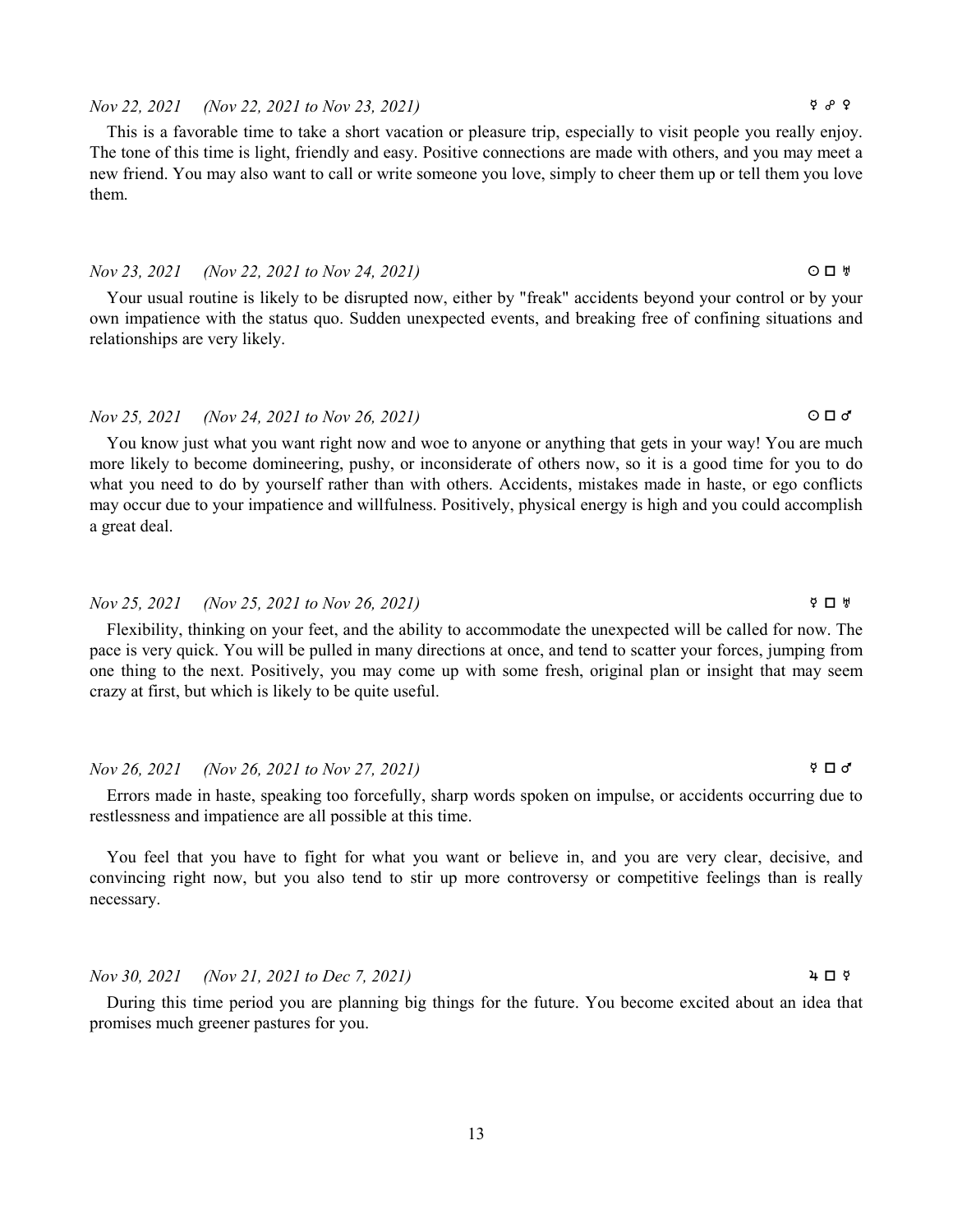*Nov 22, 2021 (Nov 22, 2021 to Nov 23, 2021)* ☿ ☍ ♀

This is a favorable time to take a short vacation or pleasure trip, especially to visit people you really enjoy. The tone of this time is light, friendly and easy. Positive connections are made with others, and you may meet a new friend. You may also want to call or write someone you love, simply to cheer them up or tell them you love them.

*Nov 23, 2021 (Nov 22, 2021 to Nov 24, 2021)* ☉ □ ♅

Your usual routine is likely to be disrupted now, either by "freak" accidents beyond your control or by your own impatience with the status quo. Sudden unexpected events, and breaking free of confining situations and relationships are very likely.

*Nov 25, 2021 (Nov 24, 2021 to Nov 26, 2021)* ☉ □ ♂

You know just what you want right now and woe to anyone or anything that gets in your way! You are much more likely to become domineering, pushy, or inconsiderate of others now, so it is a good time for you to do what you need to do by yourself rather than with others. Accidents, mistakes made in haste, or ego conflicts may occur due to your impatience and willfulness. Positively, physical energy is high and you could accomplish a great deal.

*Nov 25, 2021 (Nov 25, 2021 to Nov 26, 2021)* ☿ □ ♅

Flexibility, thinking on your feet, and the ability to accommodate the unexpected will be called for now. The pace is very quick. You will be pulled in many directions at once, and tend to scatter your forces, jumping from one thing to the next. Positively, you may come up with some fresh, original plan or insight that may seem crazy at first, but which is likely to be quite useful.

*Nov 26, 2021 (Nov 26, 2021 to Nov 27, 2021)* ☿ □ ♂

Errors made in haste, speaking too forcefully, sharp words spoken on impulse, or accidents occurring due to restlessness and impatience are all possible at this time.

You feel that you have to fight for what you want or believe in, and you are very clear, decisive, and convincing right now, but you also tend to stir up more controversy or competitive feelings than is really necessary.

*Nov 30, 2021 (Nov 21, 2021 to Dec 7, 2021)* ♃ □ ☿

During this time period you are planning big things for the future. You become excited about an idea that promises much greener pastures for you.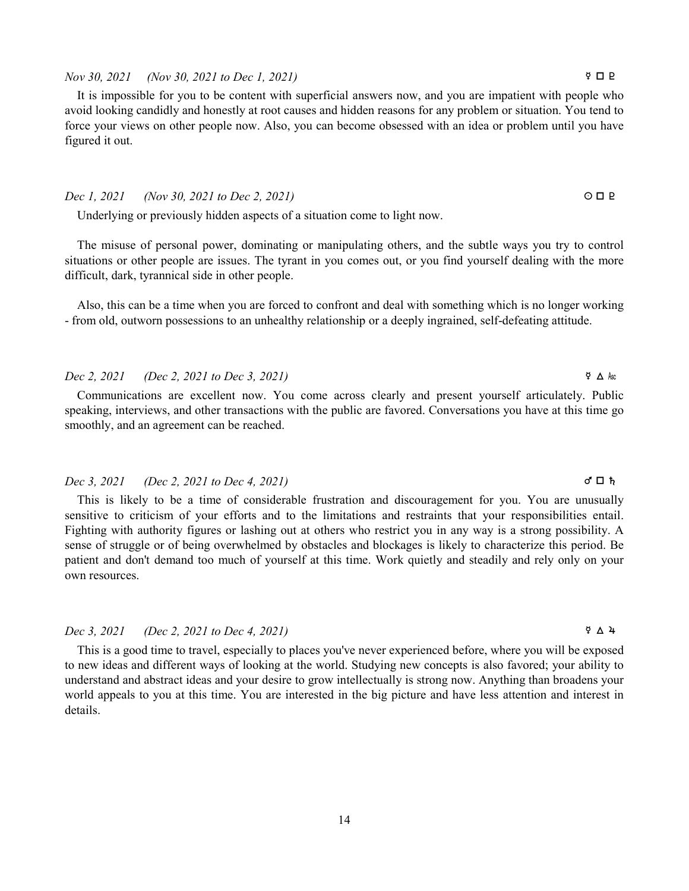*Nov 30, 2021 (Nov 30, 2021 to Dec 1, 2021)* ☿ □ ♇

It is impossible for you to be content with superficial answers now, and you are impatient with people who avoid looking candidly and honestly at root causes and hidden reasons for any problem or situation. You tend to force your views on other people now. Also, you can become obsessed with an idea or problem until you have figured it out.

*Dec 1, 2021 (Nov 30, 2021 to Dec 2, 2021)* ☉ □ ♇

Underlying or previously hidden aspects of a situation come to light now.

The misuse of personal power, dominating or manipulating others, and the subtle ways you try to control situations or other people are issues. The tyrant in you comes out, or you find yourself dealing with the more difficult, dark, tyrannical side in other people.

Also, this can be a time when you are forced to confront and deal with something which is no longer working - from old, outworn possessions to an unhealthy relationship or a deeply ingrained, self-defeating attitude.

*Dec 2, 2021 (Dec 2, 2021 to Dec 3, 2021)* ☿ △ Asc

Communications are excellent now. You come across clearly and present yourself articulately. Public speaking, interviews, and other transactions with the public are favored. Conversations you have at this time go smoothly, and an agreement can be reached.

*Dec 3, 2021 (Dec 2, 2021 to Dec 4, 2021)* ♂ □ ♄

This is likely to be a time of considerable frustration and discouragement for you. You are unusually sensitive to criticism of your efforts and to the limitations and restraints that your responsibilities entail. Fighting with authority figures or lashing out at others who restrict you in any way is a strong possibility. A sense of struggle or of being overwhelmed by obstacles and blockages is likely to characterize this period. Be patient and don't demand too much of yourself at this time. Work quietly and steadily and rely only on your own resources.

*Dec 3, 2021 (Dec 2, 2021 to Dec 4, 2021)* ☿ △ ♃

This is a good time to travel, especially to places you've never experienced before, where you will be exposed to new ideas and different ways of looking at the world. Studying new concepts is also favored; your ability to understand and abstract ideas and your desire to grow intellectually is strong now. Anything than broadens your world appeals to you at this time. You are interested in the big picture and have less attention and interest in details.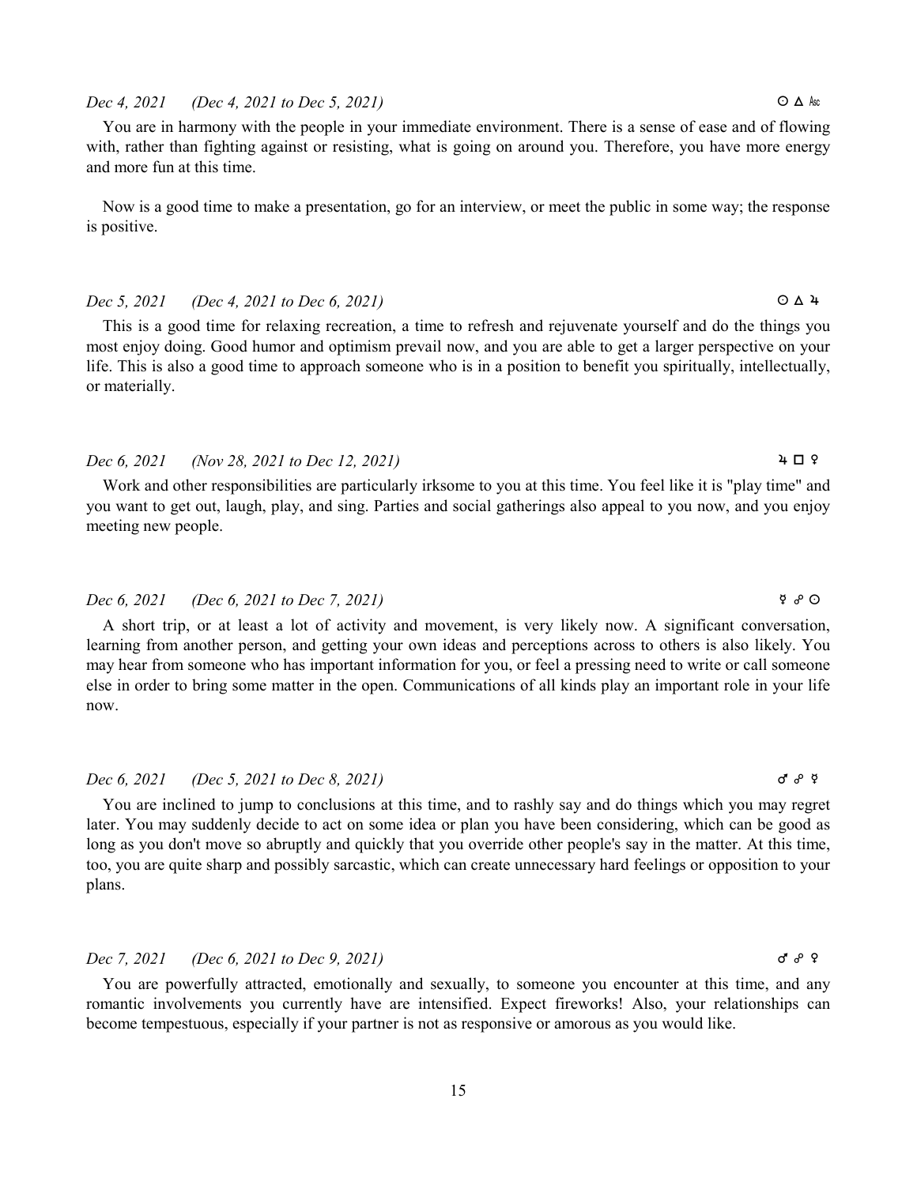*Dec 4, 2021 (Dec 4, 2021 to Dec 5, 2021)* ☉ △ Asc

You are in harmony with the people in your immediate environment. There is a sense of ease and of flowing with, rather than fighting against or resisting, what is going on around you. Therefore, you have more energy and more fun at this time.

Now is a good time to make a presentation, go for an interview, or meet the public in some way; the response is positive.

*Dec 5, 2021 (Dec 4, 2021 to Dec 6, 2021)* ☉ △ ♃

This is a good time for relaxing recreation, a time to refresh and rejuvenate yourself and do the things you most enjoy doing. Good humor and optimism prevail now, and you are able to get a larger perspective on your life. This is also a good time to approach someone who is in a position to benefit you spiritually, intellectually, or materially.

*Dec 6, 2021 (Nov 28, 2021 to Dec 12, 2021)* ♃ □ ♀

Work and other responsibilities are particularly irksome to you at this time. You feel like it is "play time" and you want to get out, laugh, play, and sing. Parties and social gatherings also appeal to you now, and you enjoy meeting new people.

*Dec 6, 2021 (Dec 6, 2021 to Dec 7, 2021)* ☿ ☍ ☉

A short trip, or at least a lot of activity and movement, is very likely now. A significant conversation, learning from another person, and getting your own ideas and perceptions across to others is also likely. You may hear from someone who has important information for you, or feel a pressing need to write or call someone else in order to bring some matter in the open. Communications of all kinds play an important role in your life now.

*Dec 6, 2021 (Dec 5, 2021 to Dec 8, 2021)* ♂ ☍ ☿

You are inclined to jump to conclusions at this time, and to rashly say and do things which you may regret later. You may suddenly decide to act on some idea or plan you have been considering, which can be good as long as you don't move so abruptly and quickly that you override other people's say in the matter. At this time, too, you are quite sharp and possibly sarcastic, which can create unnecessary hard feelings or opposition to your plans.

*Dec 7, 2021 (Dec 6, 2021 to Dec 9, 2021)* ♂ ☍ ♀

You are powerfully attracted, emotionally and sexually, to someone you encounter at this time, and any romantic involvements you currently have are intensified. Expect fireworks! Also, your relationships can become tempestuous, especially if your partner is not as responsive or amorous as you would like.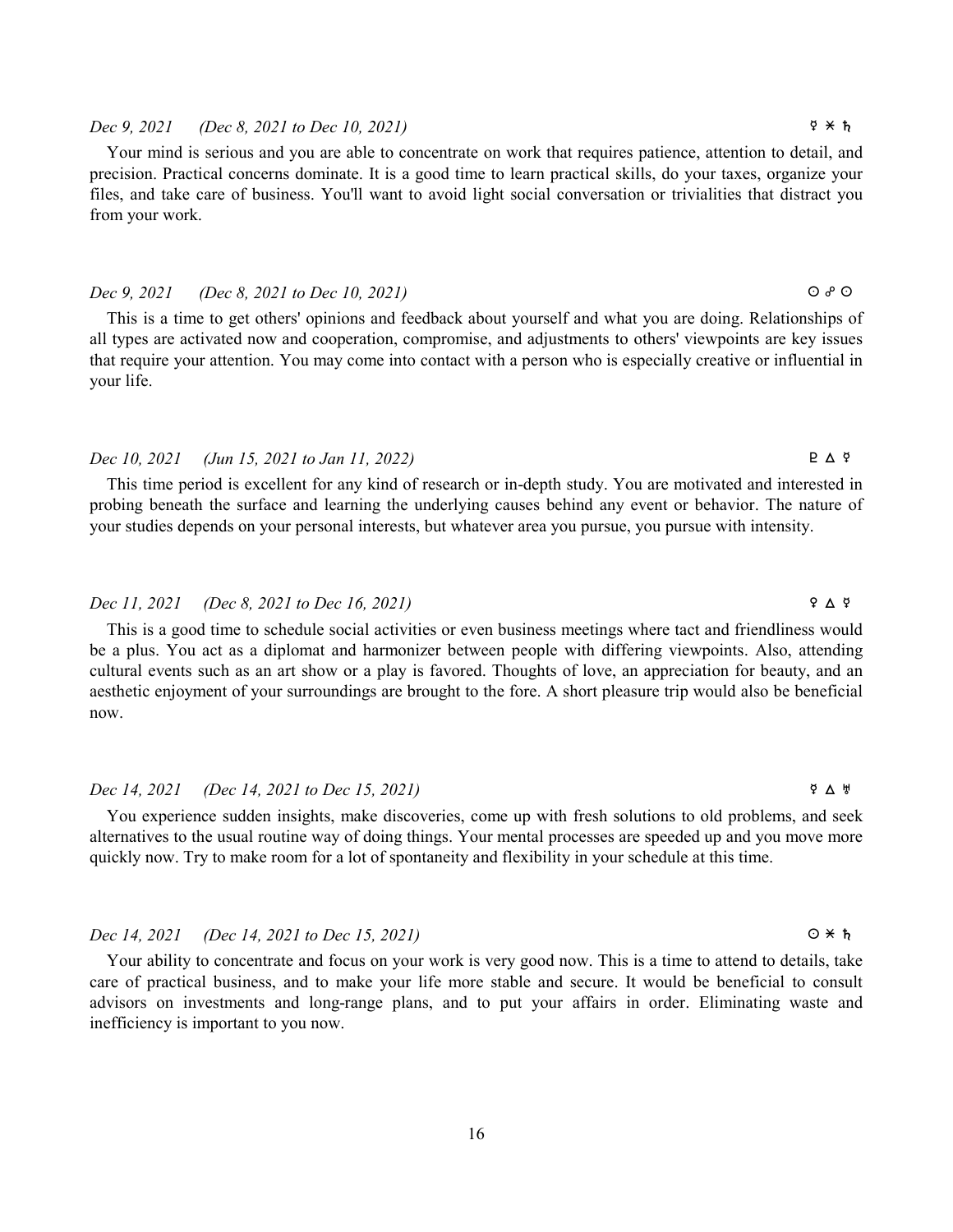*Dec 9, 2021     (Dec 8, 2021 to Dec 10, 2021)* ☿ ⚹ ♄

Your mind is serious and you are able to concentrate on work that requires patience, attention to detail, and precision. Practical concerns dominate. It is a good time to learn practical skills, do your taxes, organize your files, and take care of business. You'll want to avoid light social conversation or trivialities that distract you from your work.

*Dec 9, 2021     (Dec 8, 2021 to Dec 10, 2021)* ☉ ☍ ☉

This is a time to get others' opinions and feedback about yourself and what you are doing. Relationships of all types are activated now and cooperation, compromise, and adjustments to others' viewpoints are key issues that require your attention. You may come into contact with a person who is especially creative or influential in your life.

*Dec 10, 2021     (Jun 15, 2021 to Jan 11, 2022)* ♇ △ ☿

This time period is excellent for any kind of research or in-depth study. You are motivated and interested in probing beneath the surface and learning the underlying causes behind any event or behavior. The nature of your studies depends on your personal interests, but whatever area you pursue, you pursue with intensity.

*Dec 11, 2021     (Dec 8, 2021 to Dec 16, 2021)* ♀ △ ☿

This is a good time to schedule social activities or even business meetings where tact and friendliness would be a plus. You act as a diplomat and harmonizer between people with differing viewpoints. Also, attending cultural events such as an art show or a play is favored. Thoughts of love, an appreciation for beauty, and an aesthetic enjoyment of your surroundings are brought to the fore. A short pleasure trip would also be beneficial now.

*Dec 14, 2021     (Dec 14, 2021 to Dec 15, 2021)* ☿ △ ♅

You experience sudden insights, make discoveries, come up with fresh solutions to old problems, and seek alternatives to the usual routine way of doing things. Your mental processes are speeded up and you move more quickly now. Try to make room for a lot of spontaneity and flexibility in your schedule at this time.

*Dec 14, 2021     (Dec 14, 2021 to Dec 15, 2021)* ☉ ⚹ ♄

Your ability to concentrate and focus on your work is very good now. This is a time to attend to details, take care of practical business, and to make your life more stable and secure. It would be beneficial to consult advisors on investments and long-range plans, and to put your affairs in order. Eliminating waste and inefficiency is important to you now.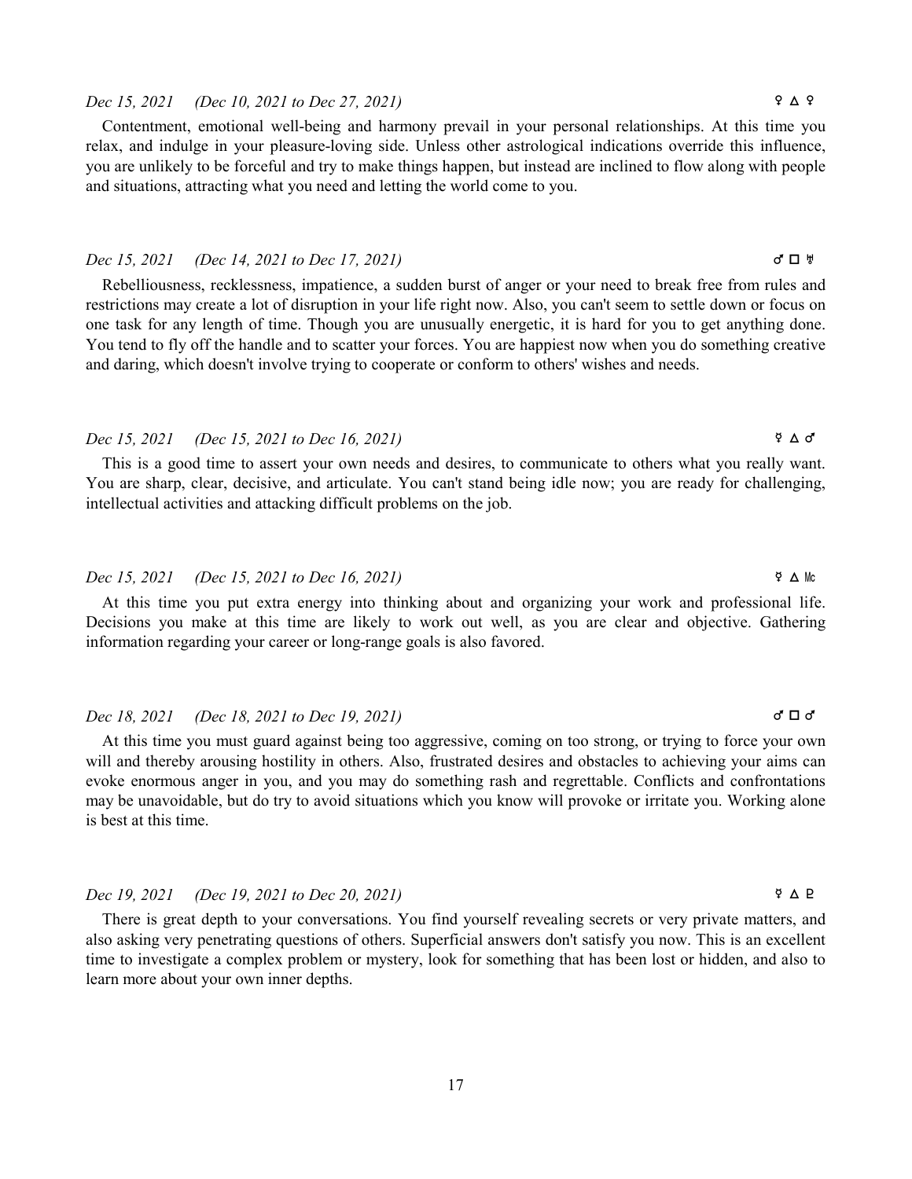*Dec 15, 2021 (Dec 10, 2021 to Dec 27, 2021)* ♀ △ ♀

Contentment, emotional well-being and harmony prevail in your personal relationships. At this time you relax, and indulge in your pleasure-loving side. Unless other astrological indications override this influence, you are unlikely to be forceful and try to make things happen, but instead are inclined to flow along with people and situations, attracting what you need and letting the world come to you.

*Dec 15, 2021 (Dec 14, 2021 to Dec 17, 2021)* ♂ □ ♅

Rebelliousness, recklessness, impatience, a sudden burst of anger or your need to break free from rules and restrictions may create a lot of disruption in your life right now. Also, you can't seem to settle down or focus on one task for any length of time. Though you are unusually energetic, it is hard for you to get anything done. You tend to fly off the handle and to scatter your forces. You are happiest now when you do something creative and daring, which doesn't involve trying to cooperate or conform to others' wishes and needs.

*Dec 15, 2021 (Dec 15, 2021 to Dec 16, 2021)* ☿ △ ♂

This is a good time to assert your own needs and desires, to communicate to others what you really want. You are sharp, clear, decisive, and articulate. You can't stand being idle now; you are ready for challenging, intellectual activities and attacking difficult problems on the job.

*Dec 15, 2021 (Dec 15, 2021 to Dec 16, 2021)* ☿ △ Mc

At this time you put extra energy into thinking about and organizing your work and professional life. Decisions you make at this time are likely to work out well, as you are clear and objective. Gathering information regarding your career or long-range goals is also favored.

*Dec 18, 2021 (Dec 18, 2021 to Dec 19, 2021)* ♂ □ ♂

At this time you must guard against being too aggressive, coming on too strong, or trying to force your own will and thereby arousing hostility in others. Also, frustrated desires and obstacles to achieving your aims can evoke enormous anger in you, and you may do something rash and regrettable. Conflicts and confrontations may be unavoidable, but do try to avoid situations which you know will provoke or irritate you. Working alone is best at this time.

*Dec 19, 2021 (Dec 19, 2021 to Dec 20, 2021)* ☿ △ ♇

There is great depth to your conversations. You find yourself revealing secrets or very private matters, and also asking very penetrating questions of others. Superficial answers don't satisfy you now. This is an excellent time to investigate a complex problem or mystery, look for something that has been lost or hidden, and also to learn more about your own inner depths.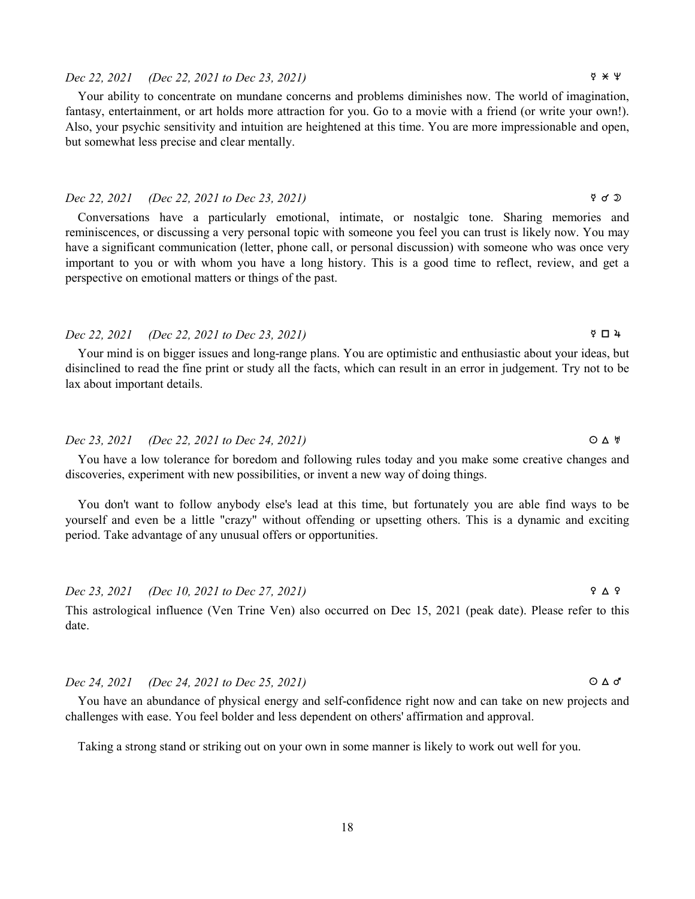*Dec 22, 2021 (Dec 22, 2021 to Dec 23, 2021)* ☿ ⚹ ♆

Your ability to concentrate on mundane concerns and problems diminishes now. The world of imagination, fantasy, entertainment, or art holds more attraction for you. Go to a movie with a friend (or write your own!). Also, your psychic sensitivity and intuition are heightened at this time. You are more impressionable and open, but somewhat less precise and clear mentally.

*Dec 22, 2021 (Dec 22, 2021 to Dec 23, 2021)* ☿ ☌ ☽

Conversations have a particularly emotional, intimate, or nostalgic tone. Sharing memories and reminiscences, or discussing a very personal topic with someone you feel you can trust is likely now. You may have a significant communication (letter, phone call, or personal discussion) with someone who was once very important to you or with whom you have a long history. This is a good time to reflect, review, and get a perspective on emotional matters or things of the past.

*Dec 22, 2021 (Dec 22, 2021 to Dec 23, 2021)* ☿ □ ♃

Your mind is on bigger issues and long-range plans. You are optimistic and enthusiastic about your ideas, but disinclined to read the fine print or study all the facts, which can result in an error in judgement. Try not to be lax about important details.

*Dec 23, 2021 (Dec 22, 2021 to Dec 24, 2021)* ☉ △ ♅

You have a low tolerance for boredom and following rules today and you make some creative changes and discoveries, experiment with new possibilities, or invent a new way of doing things.

You don't want to follow anybody else's lead at this time, but fortunately you are able find ways to be yourself and even be a little "crazy" without offending or upsetting others. This is a dynamic and exciting period. Take advantage of any unusual offers or opportunities.

*Dec 23, 2021 (Dec 10, 2021 to Dec 27, 2021)* ♀ △ ♀

This astrological influence (Ven Trine Ven) also occurred on Dec 15, 2021 (peak date). Please refer to this date.

*Dec 24, 2021 (Dec 24, 2021 to Dec 25, 2021)* ☉ △ ♂

You have an abundance of physical energy and self-confidence right now and can take on new projects and challenges with ease. You feel bolder and less dependent on others' affirmation and approval.

Taking a strong stand or striking out on your own in some manner is likely to work out well for you.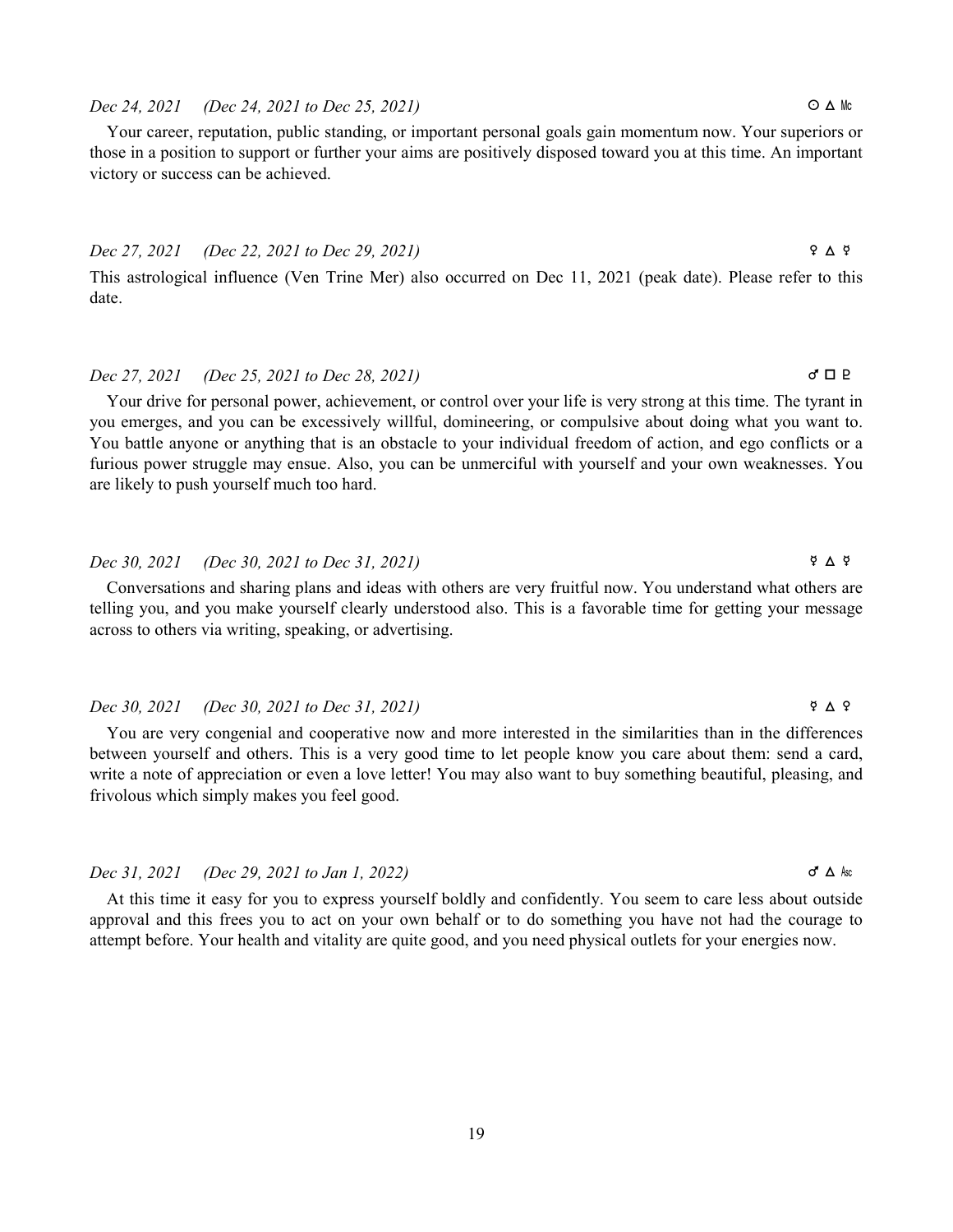*Dec 24, 2021 (Dec 24, 2021 to Dec 25, 2021)* ☉ △ Mc

Your career, reputation, public standing, or important personal goals gain momentum now. Your superiors or those in a position to support or further your aims are positively disposed toward you at this time. An important victory or success can be achieved.

*Dec 27, 2021 (Dec 22, 2021 to Dec 29, 2021)* ♀ △ ☿

This astrological influence (Ven Trine Mer) also occurred on Dec 11, 2021 (peak date). Please refer to this date.

*Dec 27, 2021 (Dec 25, 2021 to Dec 28, 2021)* ♂ □ ♇

Your drive for personal power, achievement, or control over your life is very strong at this time. The tyrant in you emerges, and you can be excessively willful, domineering, or compulsive about doing what you want to. You battle anyone or anything that is an obstacle to your individual freedom of action, and ego conflicts or a furious power struggle may ensue. Also, you can be unmerciful with yourself and your own weaknesses. You are likely to push yourself much too hard.

*Dec 30, 2021 (Dec 30, 2021 to Dec 31, 2021)* ☿ △ ☿

Conversations and sharing plans and ideas with others are very fruitful now. You understand what others are telling you, and you make yourself clearly understood also. This is a favorable time for getting your message across to others via writing, speaking, or advertising.

*Dec 30, 2021 (Dec 30, 2021 to Dec 31, 2021)* ☿ △ ♀

You are very congenial and cooperative now and more interested in the similarities than in the differences between yourself and others. This is a very good time to let people know you care about them: send a card, write a note of appreciation or even a love letter! You may also want to buy something beautiful, pleasing, and frivolous which simply makes you feel good.

*Dec 31, 2021 (Dec 29, 2021 to Jan 1, 2022)* ♂ △ Asc

At this time it easy for you to express yourself boldly and confidently. You seem to care less about outside approval and this frees you to act on your own behalf or to do something you have not had the courage to attempt before. Your health and vitality are quite good, and you need physical outlets for your energies now.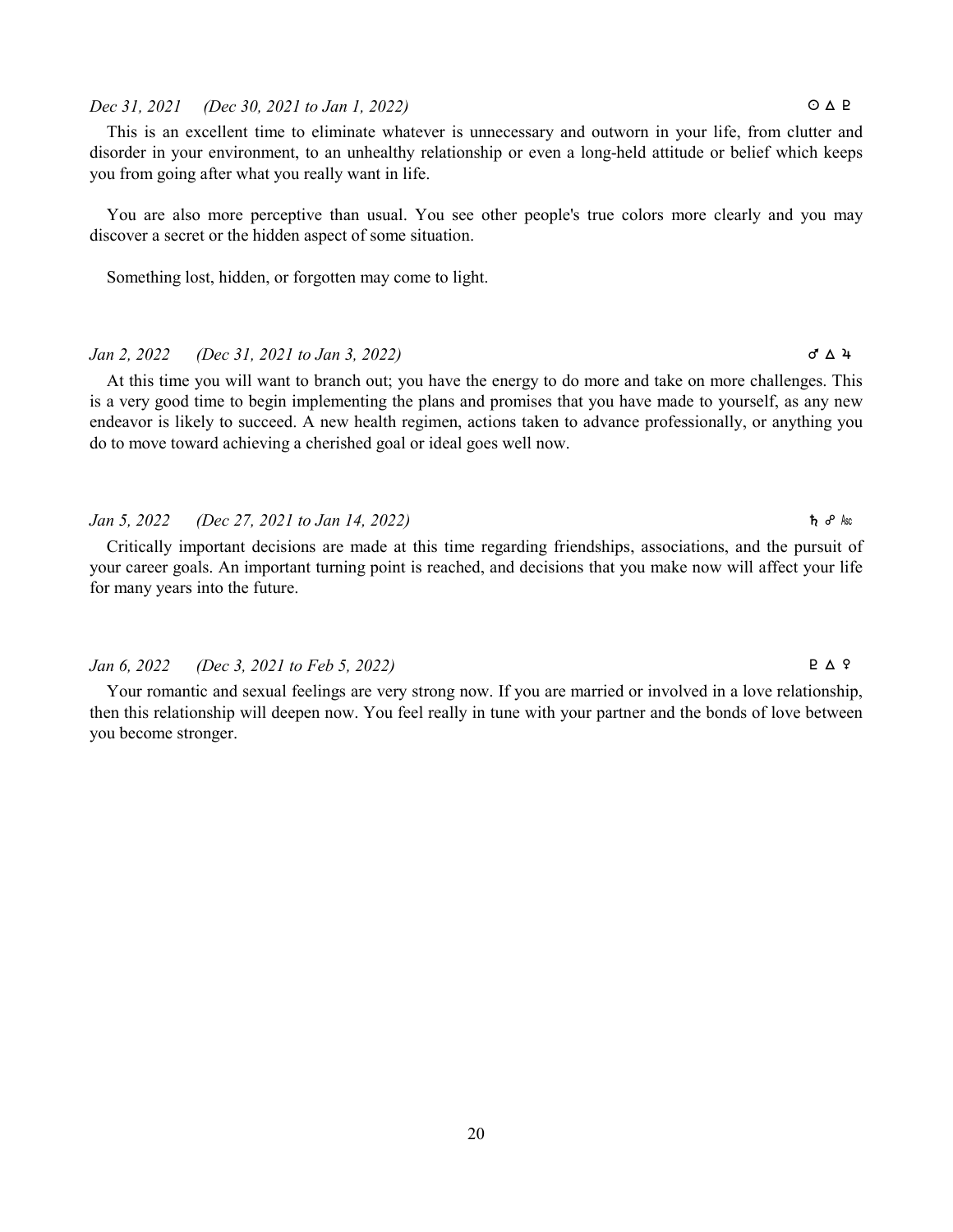*Dec 31, 2021 (Dec 30, 2021 to Jan 1, 2022)* ☉ △ ♇

This is an excellent time to eliminate whatever is unnecessary and outworn in your life, from clutter and disorder in your environment, to an unhealthy relationship or even a long-held attitude or belief which keeps you from going after what you really want in life.

You are also more perceptive than usual. You see other people's true colors more clearly and you may discover a secret or the hidden aspect of some situation.

Something lost, hidden, or forgotten may come to light.

*Jan 2, 2022 (Dec 31, 2021 to Jan 3, 2022)* ♂ △ ♃

At this time you will want to branch out; you have the energy to do more and take on more challenges. This is a very good time to begin implementing the plans and promises that you have made to yourself, as any new endeavor is likely to succeed. A new health regimen, actions taken to advance professionally, or anything you do to move toward achieving a cherished goal or ideal goes well now.

*Jan 5, 2022 (Dec 27, 2021 to Jan 14, 2022)* ♄ ☍ Asc

Critically important decisions are made at this time regarding friendships, associations, and the pursuit of your career goals. An important turning point is reached, and decisions that you make now will affect your life for many years into the future.

*Jan 6, 2022 (Dec 3, 2021 to Feb 5, 2022)* ♇ △ ♀

Your romantic and sexual feelings are very strong now. If you are married or involved in a love relationship, then this relationship will deepen now. You feel really in tune with your partner and the bonds of love between you become stronger.